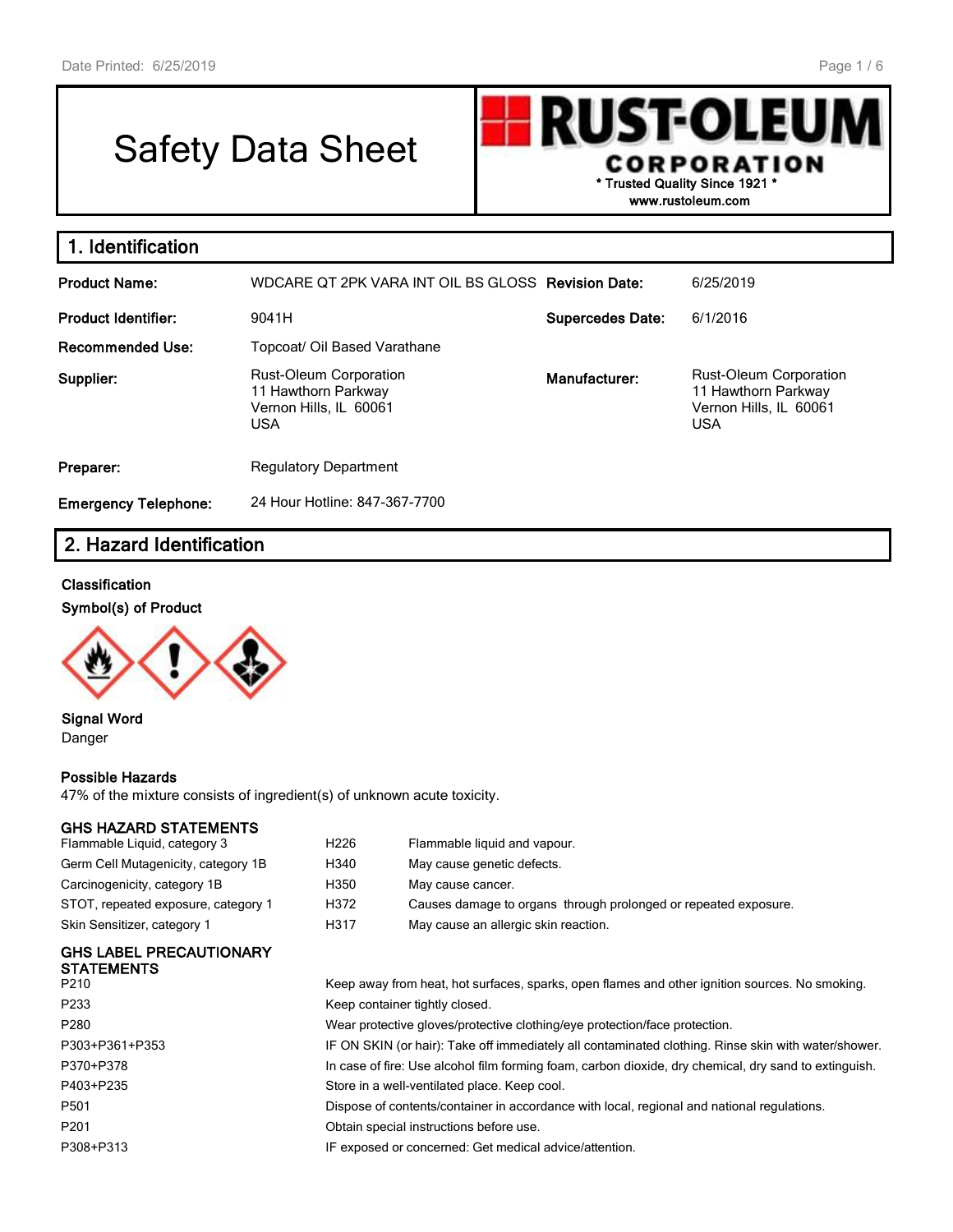# Safety Data Sheet

**RUST-OLEUM CORPORATION**
\* Trusted Quality Since 1921 \*
www.rustoleum.com

## 1. Identification

| | | | |
|---|---|---|---|
| **Product Name:** | WDCARE QT 2PK VARA INT OIL BS GLOSS | **Revision Date:** | 6/25/2019 |
| **Product Identifier:** | 9041H | **Supercedes Date:** | 6/1/2016 |
| **Recommended Use:** | Topcoat/ Oil Based Varathane | | |
| **Supplier:** | Rust-Oleum Corporation<br>11 Hawthorn Parkway<br>Vernon Hills, IL 60061<br>USA | **Manufacturer:** | Rust-Oleum Corporation<br>11 Hawthorn Parkway<br>Vernon Hills, IL 60061<br>USA |
| **Preparer:** | Regulatory Department | | |
| **Emergency Telephone:** | 24 Hour Hotline: 847-367-7700 | | |

## 2. Hazard Identification

**Classification**

**Symbol(s) of Product**

**Signal Word**
Danger

**Possible Hazards**
47% of the mixture consists of ingredient(s) of unknown acute toxicity.

**GHS HAZARD STATEMENTS**

| | | |
|---|---|---|
| Flammable Liquid, category 3 | H226 | Flammable liquid and vapour. |
| Germ Cell Mutagenicity, category 1B | H340 | May cause genetic defects. |
| Carcinogenicity, category 1B | H350 | May cause cancer. |
| STOT, repeated exposure, category 1 | H372 | Causes damage to organs through prolonged or repeated exposure. |
| Skin Sensitizer, category 1 | H317 | May cause an allergic skin reaction. |

**GHS LABEL PRECAUTIONARY STATEMENTS**

| | |
|---|---|
| P210 | Keep away from heat, hot surfaces, sparks, open flames and other ignition sources. No smoking. |
| P233 | Keep container tightly closed. |
| P280 | Wear protective gloves/protective clothing/eye protection/face protection. |
| P303+P361+P353 | IF ON SKIN (or hair): Take off immediately all contaminated clothing. Rinse skin with water/shower. |
| P370+P378 | In case of fire: Use alcohol film forming foam, carbon dioxide, dry chemical, dry sand to extinguish. |
| P403+P235 | Store in a well-ventilated place. Keep cool. |
| P501 | Dispose of contents/container in accordance with local, regional and national regulations. |
| P201 | Obtain special instructions before use. |
| P308+P313 | IF exposed or concerned: Get medical advice/attention. |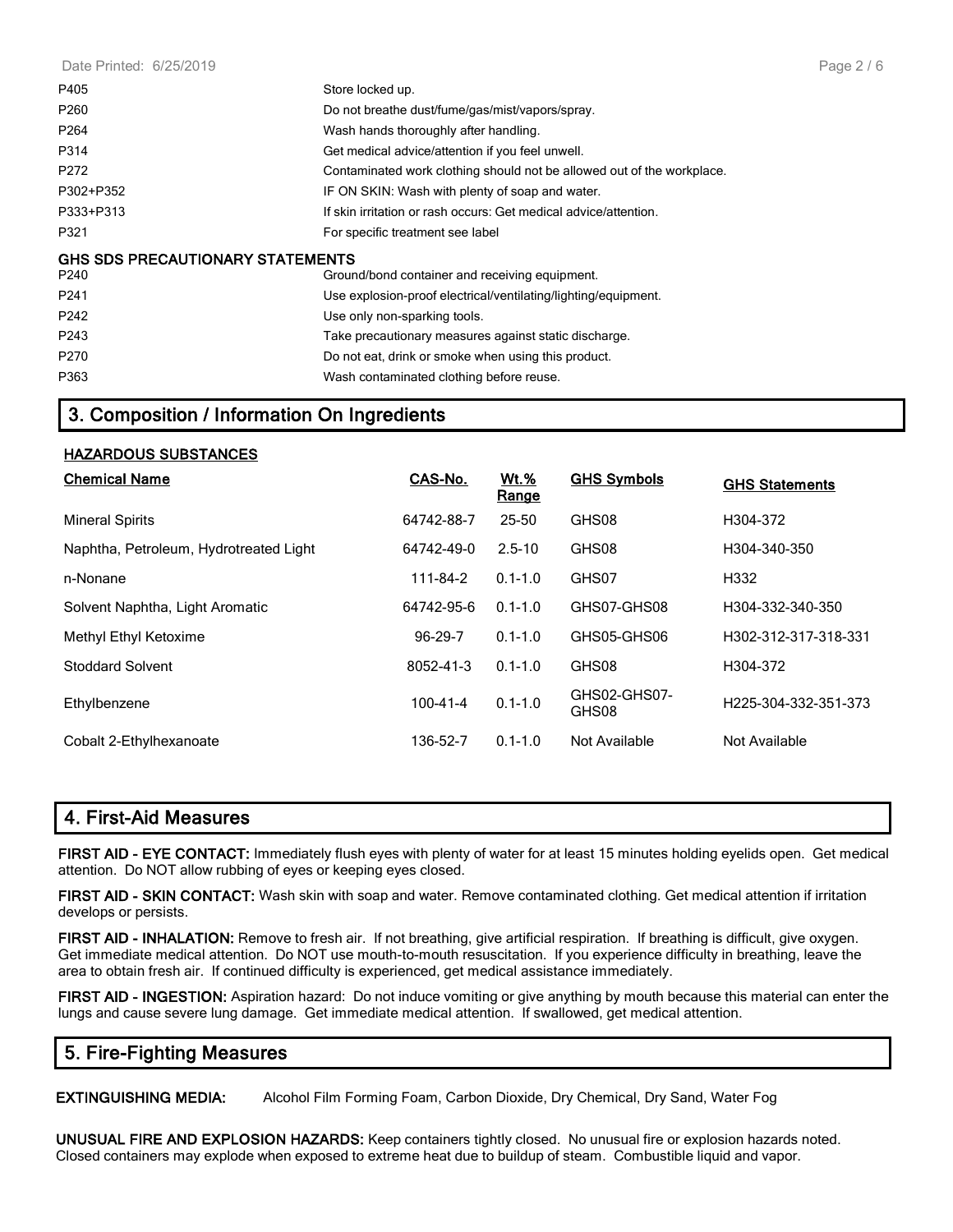| | |
|---|---|
| P405 | Store locked up. |
| P260 | Do not breathe dust/fume/gas/mist/vapors/spray. |
| P264 | Wash hands thoroughly after handling. |
| P314 | Get medical advice/attention if you feel unwell. |
| P272 | Contaminated work clothing should not be allowed out of the workplace. |
| P302+P352 | IF ON SKIN: Wash with plenty of soap and water. |
| P333+P313 | If skin irritation or rash occurs: Get medical advice/attention. |
| P321 | For specific treatment see label |

**GHS SDS PRECAUTIONARY STATEMENTS**

| | |
|---|---|
| P240 | Ground/bond container and receiving equipment. |
| P241 | Use explosion-proof electrical/ventilating/lighting/equipment. |
| P242 | Use only non-sparking tools. |
| P243 | Take precautionary measures against static discharge. |
| P270 | Do not eat, drink or smoke when using this product. |
| P363 | Wash contaminated clothing before reuse. |

## 3. Composition / Information On Ingredients

**HAZARDOUS SUBSTANCES**

| Chemical Name | CAS-No. | Wt.% Range | GHS Symbols | GHS Statements |
|---|---|---|---|---|
| Mineral Spirits | 64742-88-7 | 25-50 | GHS08 | H304-372 |
| Naphtha, Petroleum, Hydrotreated Light | 64742-49-0 | 2.5-10 | GHS08 | H304-340-350 |
| n-Nonane | 111-84-2 | 0.1-1.0 | GHS07 | H332 |
| Solvent Naphtha, Light Aromatic | 64742-95-6 | 0.1-1.0 | GHS07-GHS08 | H304-332-340-350 |
| Methyl Ethyl Ketoxime | 96-29-7 | 0.1-1.0 | GHS05-GHS06 | H302-312-317-318-331 |
| Stoddard Solvent | 8052-41-3 | 0.1-1.0 | GHS08 | H304-372 |
| Ethylbenzene | 100-41-4 | 0.1-1.0 | GHS02-GHS07-GHS08 | H225-304-332-351-373 |
| Cobalt 2-Ethylhexanoate | 136-52-7 | 0.1-1.0 | Not Available | Not Available |

## 4. First-Aid Measures

**FIRST AID - EYE CONTACT:** Immediately flush eyes with plenty of water for at least 15 minutes holding eyelids open. Get medical attention. Do NOT allow rubbing of eyes or keeping eyes closed.

**FIRST AID - SKIN CONTACT:** Wash skin with soap and water. Remove contaminated clothing. Get medical attention if irritation develops or persists.

**FIRST AID - INHALATION:** Remove to fresh air. If not breathing, give artificial respiration. If breathing is difficult, give oxygen. Get immediate medical attention. Do NOT use mouth-to-mouth resuscitation. If you experience difficulty in breathing, leave the area to obtain fresh air. If continued difficulty is experienced, get medical assistance immediately.

**FIRST AID - INGESTION:** Aspiration hazard: Do not induce vomiting or give anything by mouth because this material can enter the lungs and cause severe lung damage. Get immediate medical attention. If swallowed, get medical attention.

## 5. Fire-Fighting Measures

**EXTINGUISHING MEDIA:** Alcohol Film Forming Foam, Carbon Dioxide, Dry Chemical, Dry Sand, Water Fog

**UNUSUAL FIRE AND EXPLOSION HAZARDS:** Keep containers tightly closed. No unusual fire or explosion hazards noted. Closed containers may explode when exposed to extreme heat due to buildup of steam. Combustible liquid and vapor.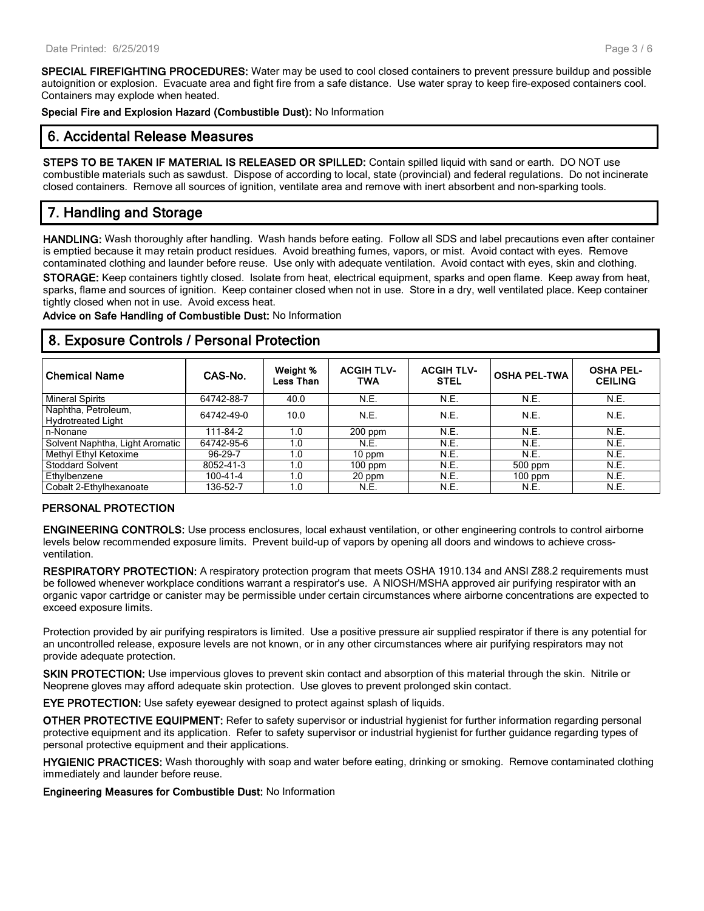**SPECIAL FIREFIGHTING PROCEDURES:** Water may be used to cool closed containers to prevent pressure buildup and possible autoignition or explosion. Evacuate area and fight fire from a safe distance. Use water spray to keep fire-exposed containers cool. Containers may explode when heated.

**Special Fire and Explosion Hazard (Combustible Dust):** No Information

## 6. Accidental Release Measures

**STEPS TO BE TAKEN IF MATERIAL IS RELEASED OR SPILLED:** Contain spilled liquid with sand or earth. DO NOT use combustible materials such as sawdust. Dispose of according to local, state (provincial) and federal regulations. Do not incinerate closed containers. Remove all sources of ignition, ventilate area and remove with inert absorbent and non-sparking tools.

## 7. Handling and Storage

**HANDLING:** Wash thoroughly after handling. Wash hands before eating. Follow all SDS and label precautions even after container is emptied because it may retain product residues. Avoid breathing fumes, vapors, or mist. Avoid contact with eyes. Remove contaminated clothing and launder before reuse. Use only with adequate ventilation. Avoid contact with eyes, skin and clothing.

**STORAGE:** Keep containers tightly closed. Isolate from heat, electrical equipment, sparks and open flame. Keep away from heat, sparks, flame and sources of ignition. Keep container closed when not in use. Store in a dry, well ventilated place. Keep container tightly closed when not in use. Avoid excess heat.

**Advice on Safe Handling of Combustible Dust:** No Information

## 8. Exposure Controls / Personal Protection

| Chemical Name | CAS-No. | Weight % Less Than | ACGIH TLV-TWA | ACGIH TLV-STEL | OSHA PEL-TWA | OSHA PEL-CEILING |
|---|---|---|---|---|---|---|
| Mineral Spirits | 64742-88-7 | 40.0 | N.E. | N.E. | N.E. | N.E. |
| Naphtha, Petroleum, Hydrotreated Light | 64742-49-0 | 10.0 | N.E. | N.E. | N.E. | N.E. |
| n-Nonane | 111-84-2 | 1.0 | 200 ppm | N.E. | N.E. | N.E. |
| Solvent Naphtha, Light Aromatic | 64742-95-6 | 1.0 | N.E. | N.E. | N.E. | N.E. |
| Methyl Ethyl Ketoxime | 96-29-7 | 1.0 | 10 ppm | N.E. | N.E. | N.E. |
| Stoddard Solvent | 8052-41-3 | 1.0 | 100 ppm | N.E. | 500 ppm | N.E. |
| Ethylbenzene | 100-41-4 | 1.0 | 20 ppm | N.E. | 100 ppm | N.E. |
| Cobalt 2-Ethylhexanoate | 136-52-7 | 1.0 | N.E. | N.E. | N.E. | N.E. |

### PERSONAL PROTECTION

**ENGINEERING CONTROLS:** Use process enclosures, local exhaust ventilation, or other engineering controls to control airborne levels below recommended exposure limits. Prevent build-up of vapors by opening all doors and windows to achieve cross-ventilation.

**RESPIRATORY PROTECTION:** A respiratory protection program that meets OSHA 1910.134 and ANSI Z88.2 requirements must be followed whenever workplace conditions warrant a respirator's use. A NIOSH/MSHA approved air purifying respirator with an organic vapor cartridge or canister may be permissible under certain circumstances where airborne concentrations are expected to exceed exposure limits.

Protection provided by air purifying respirators is limited. Use a positive pressure air supplied respirator if there is any potential for an uncontrolled release, exposure levels are not known, or in any other circumstances where air purifying respirators may not provide adequate protection.

**SKIN PROTECTION:** Use impervious gloves to prevent skin contact and absorption of this material through the skin. Nitrile or Neoprene gloves may afford adequate skin protection. Use gloves to prevent prolonged skin contact.

**EYE PROTECTION:** Use safety eyewear designed to protect against splash of liquids.

**OTHER PROTECTIVE EQUIPMENT:** Refer to safety supervisor or industrial hygienist for further information regarding personal protective equipment and its application. Refer to safety supervisor or industrial hygienist for further guidance regarding types of personal protective equipment and their applications.

**HYGIENIC PRACTICES:** Wash thoroughly with soap and water before eating, drinking or smoking. Remove contaminated clothing immediately and launder before reuse.

**Engineering Measures for Combustible Dust:** No Information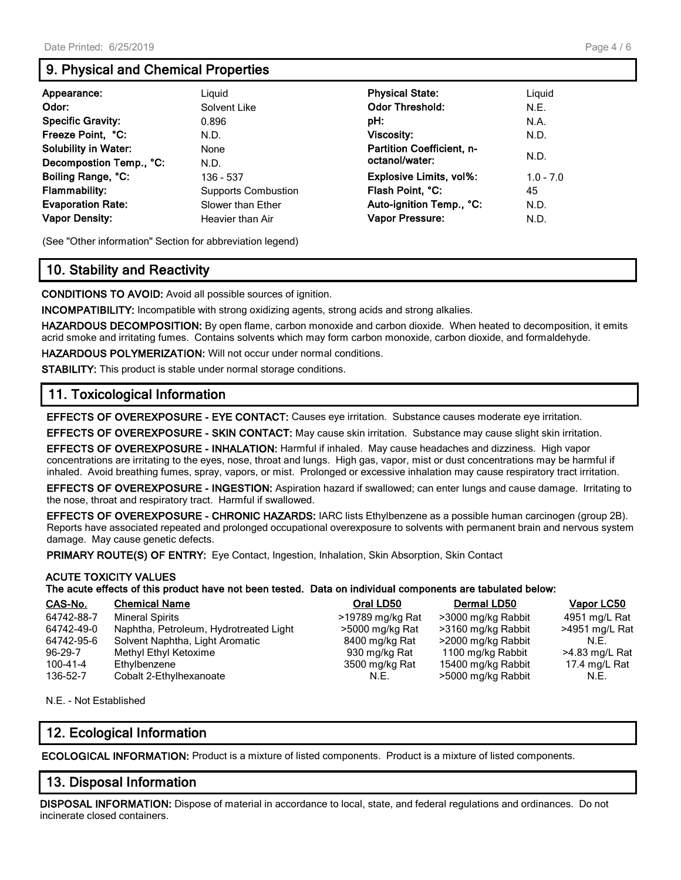## 9. Physical and Chemical Properties

| | | | |
|---|---|---|---|
| **Appearance:** | Liquid | **Physical State:** | Liquid |
| **Odor:** | Solvent Like | **Odor Threshold:** | N.E. |
| **Specific Gravity:** | 0.896 | **pH:** | N.A. |
| **Freeze Point, °C:** | N.D. | **Viscosity:** | N.D. |
| **Solubility in Water:** | None | **Partition Coefficient, n-octanol/water:** | N.D. |
| **Decompostion Temp., °C:** | N.D. | | |
| **Boiling Range, °C:** | 136 - 537 | **Explosive Limits, vol%:** | 1.0 - 7.0 |
| **Flammability:** | Supports Combustion | **Flash Point, °C:** | 45 |
| **Evaporation Rate:** | Slower than Ether | **Auto-ignition Temp., °C:** | N.D. |
| **Vapor Density:** | Heavier than Air | **Vapor Pressure:** | N.D. |

(See "Other information" Section for abbreviation legend)

## 10. Stability and Reactivity

**CONDITIONS TO AVOID:** Avoid all possible sources of ignition.

**INCOMPATIBILITY:** Incompatible with strong oxidizing agents, strong acids and strong alkalies.

**HAZARDOUS DECOMPOSITION:** By open flame, carbon monoxide and carbon dioxide. When heated to decomposition, it emits acrid smoke and irritating fumes. Contains solvents which may form carbon monoxide, carbon dioxide, and formaldehyde.

**HAZARDOUS POLYMERIZATION:** Will not occur under normal conditions.

**STABILITY:** This product is stable under normal storage conditions.

## 11. Toxicological Information

**EFFECTS OF OVEREXPOSURE - EYE CONTACT:** Causes eye irritation. Substance causes moderate eye irritation.

**EFFECTS OF OVEREXPOSURE - SKIN CONTACT:** May cause skin irritation. Substance may cause slight skin irritation.

**EFFECTS OF OVEREXPOSURE - INHALATION:** Harmful if inhaled. May cause headaches and dizziness. High vapor concentrations are irritating to the eyes, nose, throat and lungs. High gas, vapor, mist or dust concentrations may be harmful if inhaled. Avoid breathing fumes, spray, vapors, or mist. Prolonged or excessive inhalation may cause respiratory tract irritation.

**EFFECTS OF OVEREXPOSURE - INGESTION:** Aspiration hazard if swallowed; can enter lungs and cause damage. Irritating to the nose, throat and respiratory tract. Harmful if swallowed.

**EFFECTS OF OVEREXPOSURE - CHRONIC HAZARDS:** IARC lists Ethylbenzene as a possible human carcinogen (group 2B). Reports have associated repeated and prolonged occupational overexposure to solvents with permanent brain and nervous system damage. May cause genetic defects.

**PRIMARY ROUTE(S) OF ENTRY:** Eye Contact, Ingestion, Inhalation, Skin Absorption, Skin Contact

**ACUTE TOXICITY VALUES**

**The acute effects of this product have not been tested. Data on individual components are tabulated below:**

| CAS-No. | Chemical Name | Oral LD50 | Dermal LD50 | Vapor LC50 |
|---|---|---|---|---|
| 64742-88-7 | Mineral Spirits | >19789 mg/kg Rat | >3000 mg/kg Rabbit | 4951 mg/L Rat |
| 64742-49-0 | Naphtha, Petroleum, Hydrotreated Light | >5000 mg/kg Rat | >3160 mg/kg Rabbit | >4951 mg/L Rat |
| 64742-95-6 | Solvent Naphtha, Light Aromatic | 8400 mg/kg Rat | >2000 mg/kg Rabbit | N.E. |
| 96-29-7 | Methyl Ethyl Ketoxime | 930 mg/kg Rat | 1100 mg/kg Rabbit | >4.83 mg/L Rat |
| 100-41-4 | Ethylbenzene | 3500 mg/kg Rat | 15400 mg/kg Rabbit | 17.4 mg/L Rat |
| 136-52-7 | Cobalt 2-Ethylhexanoate | N.E. | >5000 mg/kg Rabbit | N.E. |

N.E. - Not Established

## 12. Ecological Information

**ECOLOGICAL INFORMATION:** Product is a mixture of listed components. Product is a mixture of listed components.

## 13. Disposal Information

**DISPOSAL INFORMATION:** Dispose of material in accordance to local, state, and federal regulations and ordinances. Do not incinerate closed containers.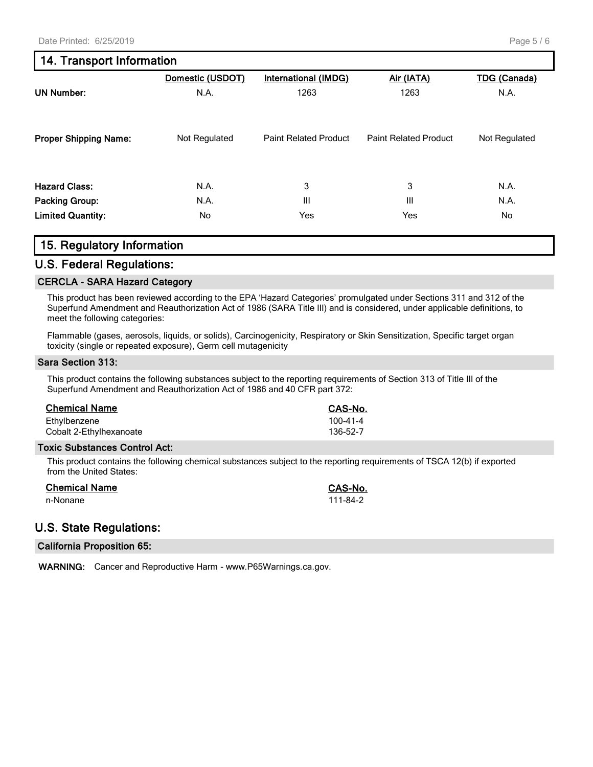## 14. Transport Information

| | Domestic (USDOT) | International (IMDG) | Air (IATA) | TDG (Canada) |
|---|---|---|---|---|
| **UN Number:** | N.A. | 1263 | 1263 | N.A. |
| **Proper Shipping Name:** | Not Regulated | Paint Related Product | Paint Related Product | Not Regulated |
| **Hazard Class:** | N.A. | 3 | 3 | N.A. |
| **Packing Group:** | N.A. | III | III | N.A. |
| **Limited Quantity:** | No | Yes | Yes | No |

## 15. Regulatory Information

## U.S. Federal Regulations:

### CERCLA - SARA Hazard Category

This product has been reviewed according to the EPA 'Hazard Categories' promulgated under Sections 311 and 312 of the Superfund Amendment and Reauthorization Act of 1986 (SARA Title III) and is considered, under applicable definitions, to meet the following categories:

Flammable (gases, aerosols, liquids, or solids), Carcinogenicity, Respiratory or Skin Sensitization, Specific target organ toxicity (single or repeated exposure), Germ cell mutagenicity

### Sara Section 313:

This product contains the following substances subject to the reporting requirements of Section 313 of Title III of the Superfund Amendment and Reauthorization Act of 1986 and 40 CFR part 372:

| Chemical Name | CAS-No. |
|---|---|
| Ethylbenzene | 100-41-4 |
| Cobalt 2-Ethylhexanoate | 136-52-7 |

### Toxic Substances Control Act:

This product contains the following chemical substances subject to the reporting requirements of TSCA 12(b) if exported from the United States:

| Chemical Name | CAS-No. |
|---|---|
| n-Nonane | 111-84-2 |

## U.S. State Regulations:

### California Proposition 65:

**WARNING:** Cancer and Reproductive Harm - www.P65Warnings.ca.gov.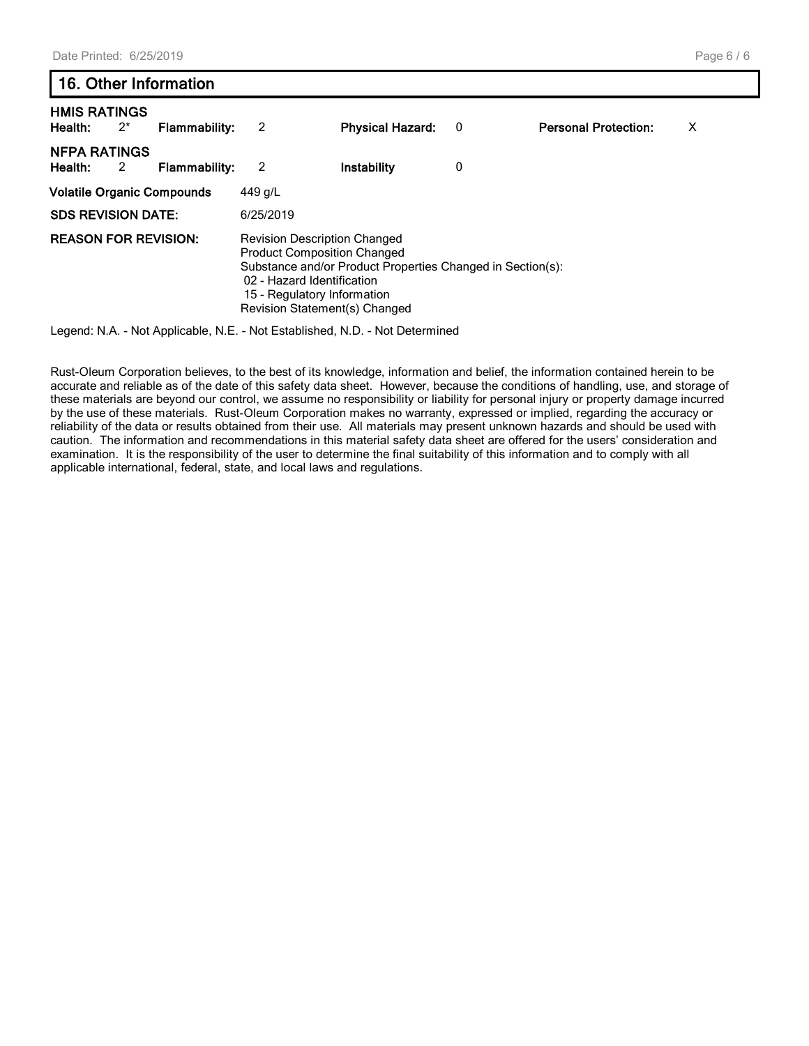## 16. Other Information

**HMIS RATINGS**

| | | | | | | | |
|---|---|---|---|---|---|---|---|
| **Health:** | 2* | **Flammability:** | 2 | **Physical Hazard:** | 0 | **Personal Protection:** | X |

**NFPA RATINGS**

| | | | | | |
|---|---|---|---|---|---|
| **Health:** | 2 | **Flammability:** | 2 | **Instability** | 0 |

**Volatile Organic Compounds** 449 g/L

**SDS REVISION DATE:** 6/25/2019

**REASON FOR REVISION:**
Revision Description Changed
Product Composition Changed
Substance and/or Product Properties Changed in Section(s):
 02 - Hazard Identification
 15 - Regulatory Information
Revision Statement(s) Changed

Legend: N.A. - Not Applicable, N.E. - Not Established, N.D. - Not Determined

Rust-Oleum Corporation believes, to the best of its knowledge, information and belief, the information contained herein to be accurate and reliable as of the date of this safety data sheet. However, because the conditions of handling, use, and storage of these materials are beyond our control, we assume no responsibility or liability for personal injury or property damage incurred by the use of these materials. Rust-Oleum Corporation makes no warranty, expressed or implied, regarding the accuracy or reliability of the data or results obtained from their use. All materials may present unknown hazards and should be used with caution. The information and recommendations in this material safety data sheet are offered for the users' consideration and examination. It is the responsibility of the user to determine the final suitability of this information and to comply with all applicable international, federal, state, and local laws and regulations.